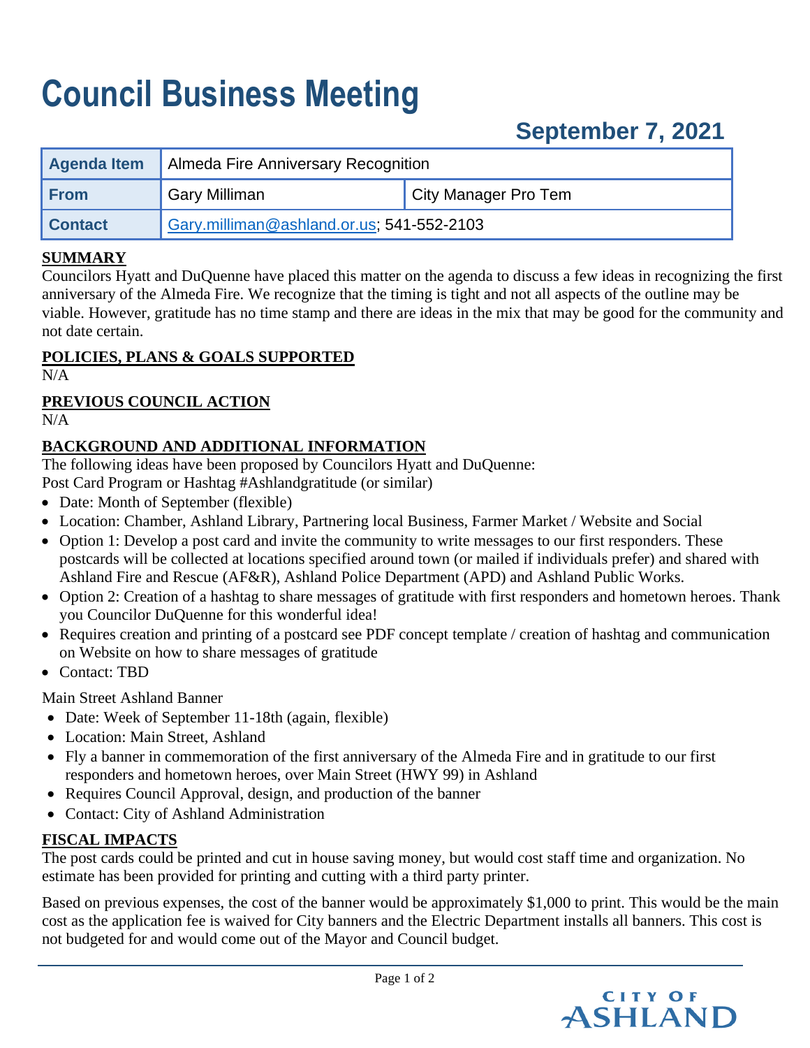# Council Business Meeting

## September 7, 2021

| Agenda Item | Almeda Fire Anniversary Recognition | |
|---|---|---|
| From | Gary Milliman | City Manager Pro Tem |
| Contact | Gary.milliman@ashland.or.us; 541-552-2103 | |

**SUMMARY**

Councilors Hyatt and DuQuenne have placed this matter on the agenda to discuss a few ideas in recognizing the first anniversary of the Almeda Fire. We recognize that the timing is tight and not all aspects of the outline may be viable. However, gratitude has no time stamp and there are ideas in the mix that may be good for the community and not date certain.

**POLICIES, PLANS & GOALS SUPPORTED**

N/A

**PREVIOUS COUNCIL ACTION**

N/A

**BACKGROUND AND ADDITIONAL INFORMATION**

The following ideas have been proposed by Councilors Hyatt and DuQuenne:

Post Card Program or Hashtag #Ashlandgratitude (or similar)

- Date: Month of September (flexible)
- Location: Chamber, Ashland Library, Partnering local Business, Farmer Market / Website and Social
- Option 1: Develop a post card and invite the community to write messages to our first responders. These postcards will be collected at locations specified around town (or mailed if individuals prefer) and shared with Ashland Fire and Rescue (AF&R), Ashland Police Department (APD) and Ashland Public Works.
- Option 2: Creation of a hashtag to share messages of gratitude with first responders and hometown heroes. Thank you Councilor DuQuenne for this wonderful idea!
- Requires creation and printing of a postcard see PDF concept template / creation of hashtag and communication on Website on how to share messages of gratitude
- Contact: TBD

Main Street Ashland Banner

- Date: Week of September 11-18th (again, flexible)
- Location: Main Street, Ashland
- Fly a banner in commemoration of the first anniversary of the Almeda Fire and in gratitude to our first responders and hometown heroes, over Main Street (HWY 99) in Ashland
- Requires Council Approval, design, and production of the banner
- Contact: City of Ashland Administration

**FISCAL IMPACTS**

The post cards could be printed and cut in house saving money, but would cost staff time and organization. No estimate has been provided for printing and cutting with a third party printer.

Based on previous expenses, the cost of the banner would be approximately $1,000 to print. This would be the main cost as the application fee is waived for City banners and the Electric Department installs all banners. This cost is not budgeted for and would come out of the Mayor and Council budget.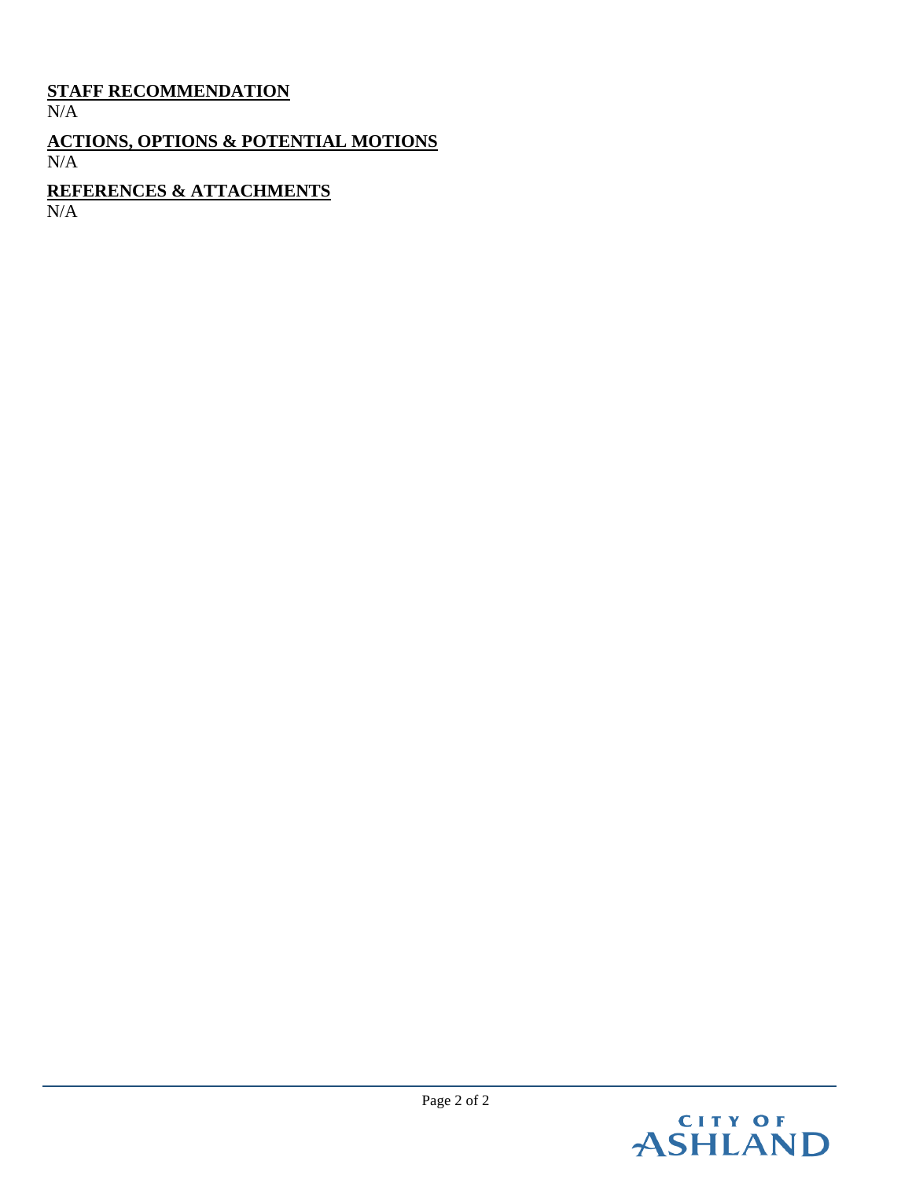**STAFF RECOMMENDATION**

N/A

**ACTIONS, OPTIONS & POTENTIAL MOTIONS**

N/A

**REFERENCES & ATTACHMENTS**

N/A